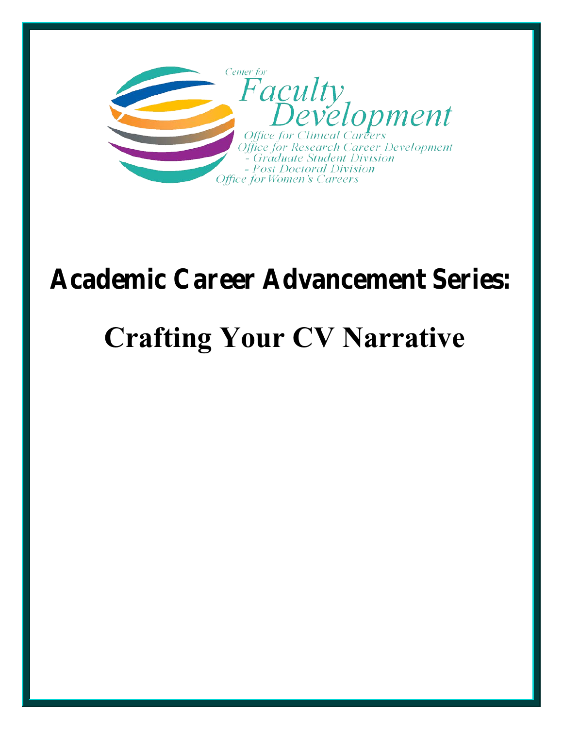Center for
Faculty Development
Office for Clinical Careers
Office for Research Career Development
- Graduate Student Division
- Post Doctoral Division
Office for Women's Careers

# Academic Career Advancement Series:

# Crafting Your CV Narrative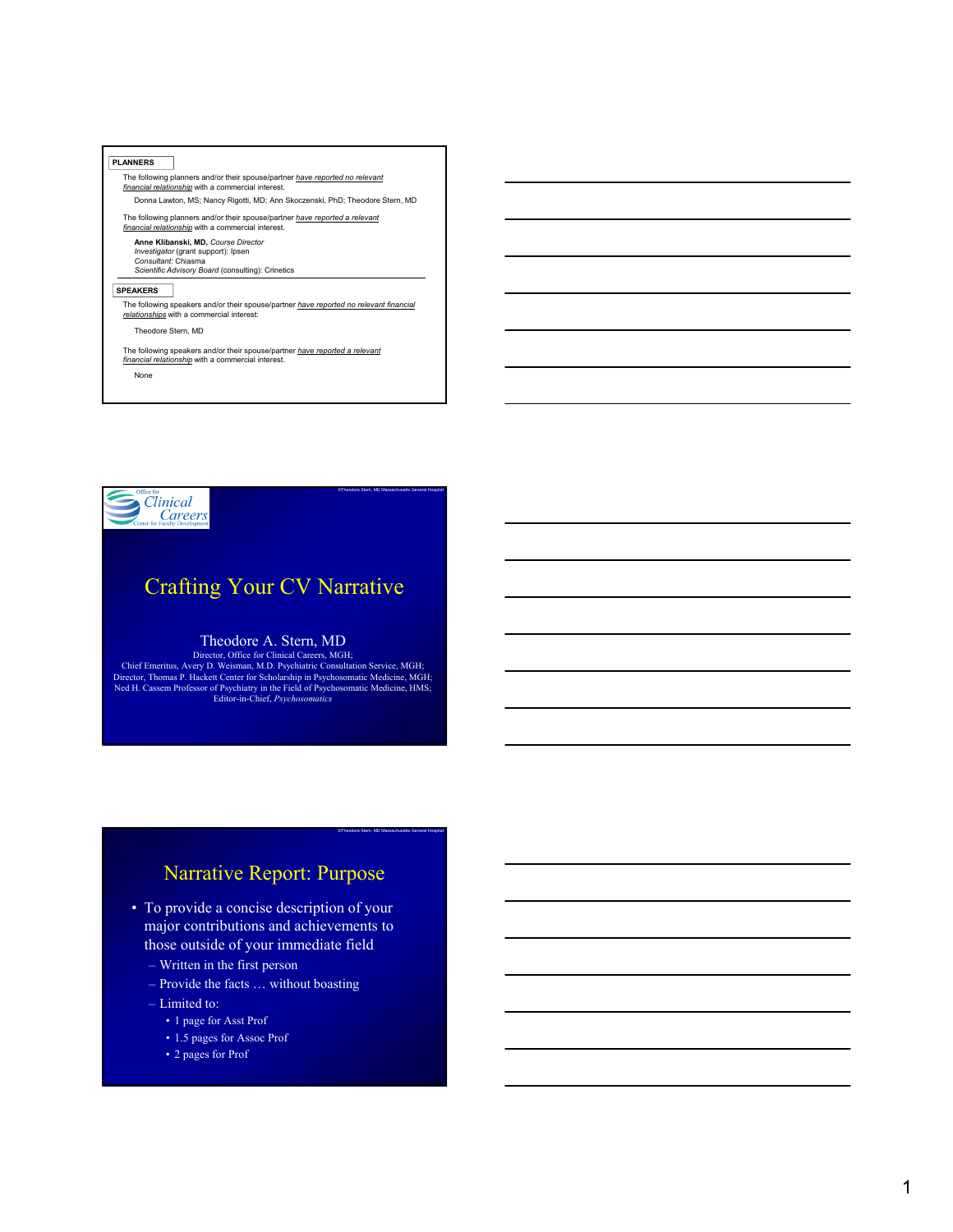**PLANNERS**

The following planners and/or their spouse/partner *have reported no relevant financial relationship* with a commercial interest.

Donna Lawton, MS; Nancy Rigotti, MD; Ann Skoczenski, PhD; Theodore Stern, MD

The following planners and/or their spouse/partner *have reported a relevant financial relationship* with a commercial interest.

**Anne Klibanski, MD,** *Course Director*
*Investigator* (grant support): Ipsen
*Consultant:* Chiasma
*Scientific Advisory Board* (consulting): Crinetics

**SPEAKERS**

The following speakers and/or their spouse/partner *have reported no relevant financial relationships* with a commercial interest:

Theodore Stern, MD

The following speakers and/or their spouse/partner *have reported a relevant financial relationship* with a commercial interest.

None

---

Office for Clinical Careers
Center for Faculty Development

©Theodore Stern, MD Massachusetts General Hospital

# Crafting Your CV Narrative

Theodore A. Stern, MD
Director, Office for Clinical Careers, MGH;
Chief Emeritus, Avery D. Weisman, M.D. Psychiatric Consultation Service, MGH;
Director, Thomas P. Hackett Center for Scholarship in Psychosomatic Medicine, MGH;
Ned H. Cassem Professor of Psychiatry in the Field of Psychosomatic Medicine, HMS;
Editor-in-Chief, *Psychosomatics*

---

©Theodore Stern, MD Massachusetts General Hospital

## Narrative Report: Purpose

- To provide a concise description of your major contributions and achievements to those outside of your immediate field
  - Written in the first person
  - Provide the facts … without boasting
  - Limited to:
    - 1 page for Asst Prof
    - 1.5 pages for Assoc Prof
    - 2 pages for Prof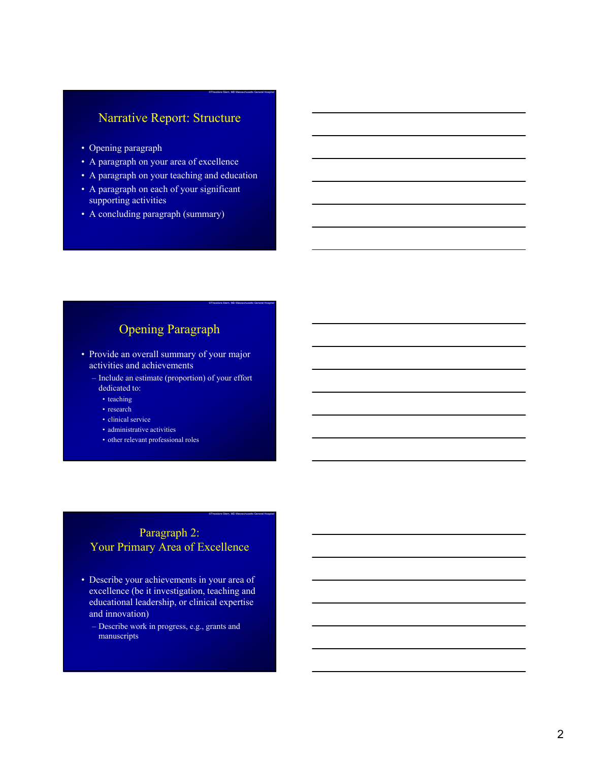## Narrative Report: Structure

- Opening paragraph
- A paragraph on your area of excellence
- A paragraph on your teaching and education
- A paragraph on each of your significant supporting activities
- A concluding paragraph (summary)

## Opening Paragraph

- Provide an overall summary of your major activities and achievements
  - Include an estimate (proportion) of your effort dedicated to:
    - teaching
    - research
    - clinical service
    - administrative activities
    - other relevant professional roles

## Paragraph 2: Your Primary Area of Excellence

- Describe your achievements in your area of excellence (be it investigation, teaching and educational leadership, or clinical expertise and innovation)
  - Describe work in progress, e.g., grants and manuscripts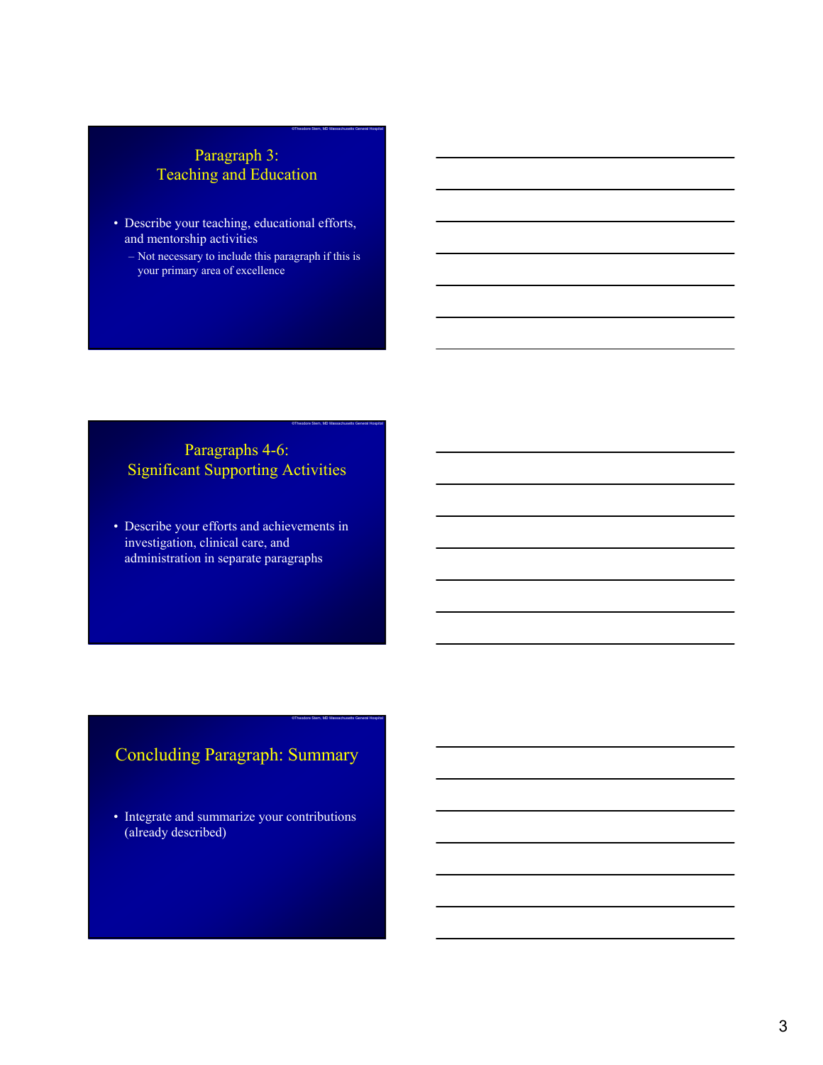## Paragraph 3: Teaching and Education

- Describe your teaching, educational efforts, and mentorship activities
  - Not necessary to include this paragraph if this is your primary area of excellence

## Paragraphs 4-6: Significant Supporting Activities

- Describe your efforts and achievements in investigation, clinical care, and administration in separate paragraphs

## Concluding Paragraph: Summary

- Integrate and summarize your contributions (already described)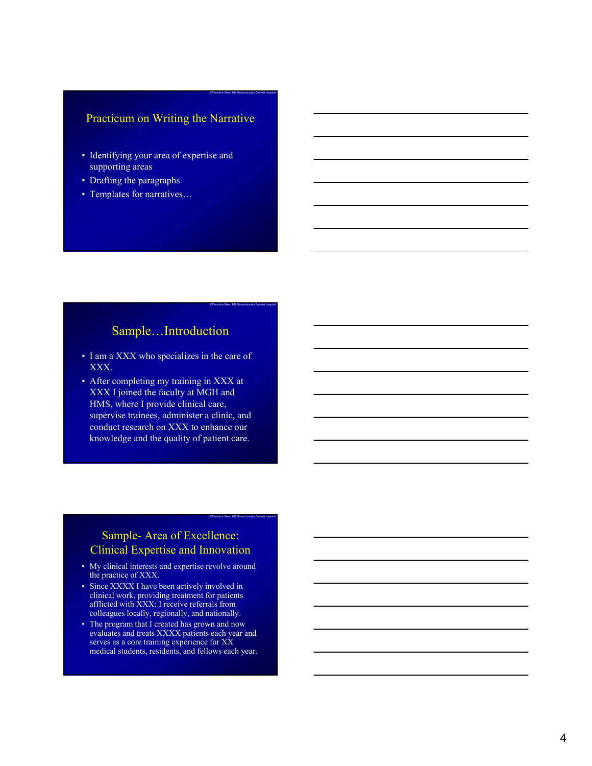## Practicum on Writing the Narrative

- Identifying your area of expertise and supporting areas
- Drafting the paragraphs
- Templates for narratives…

## Sample…Introduction

- I am a XXX who specializes in the care of XXX.
- After completing my training in XXX at XXX I joined the faculty at MGH and HMS, where I provide clinical care, supervise trainees, administer a clinic, and conduct research on XXX to enhance our knowledge and the quality of patient care.

## Sample- Area of Excellence: Clinical Expertise and Innovation

- My clinical interests and expertise revolve around the practice of XXX.
- Since XXXX I have been actively involved in clinical work, providing treatment for patients afflicted with XXX; I receive referrals from colleagues locally, regionally, and nationally.
- The program that I created has grown and now evaluates and treats XXXX patients each year and serves as a core training experience for XX medical students, residents, and fellows each year.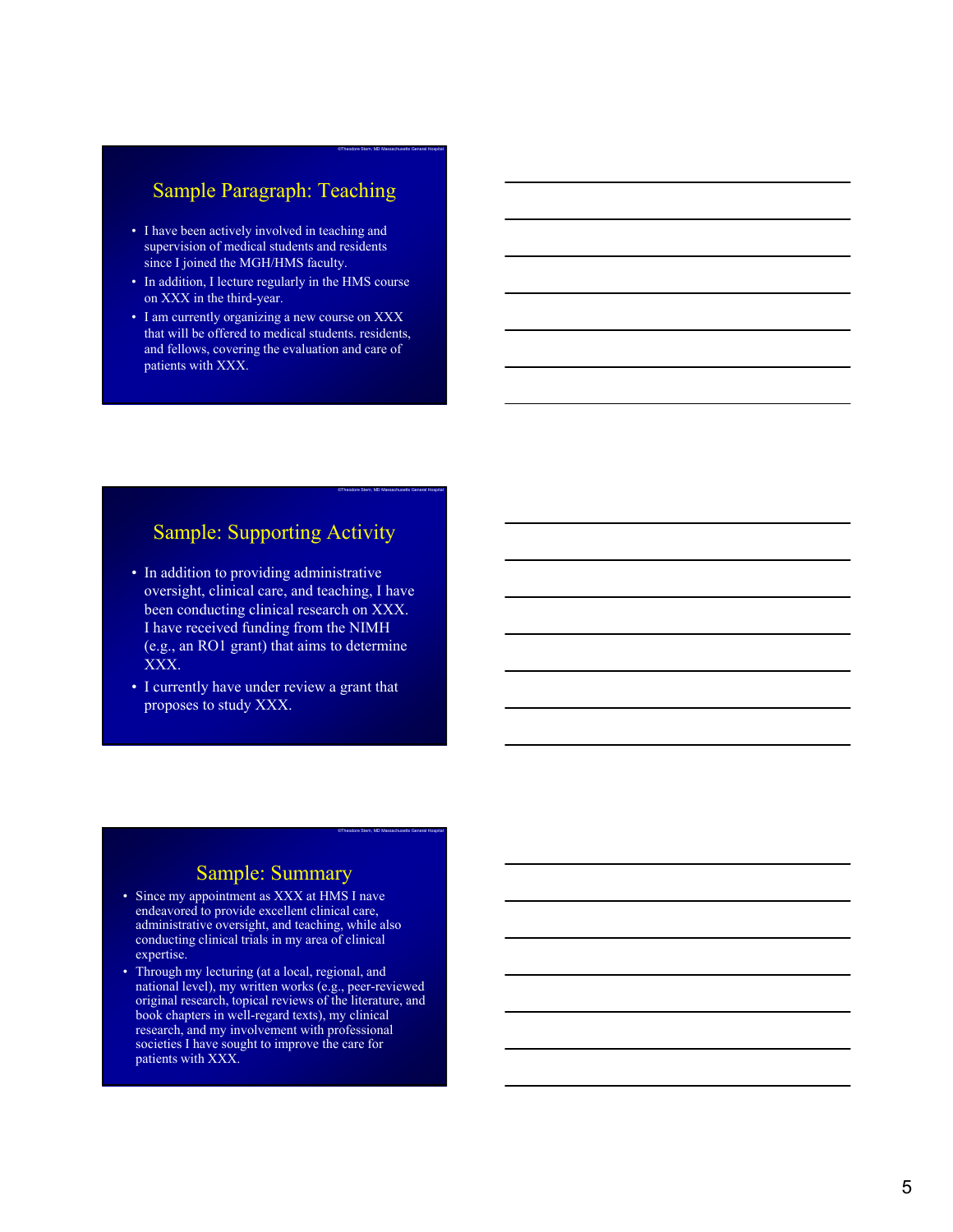## Sample Paragraph: Teaching

- I have been actively involved in teaching and supervision of medical students and residents since I joined the MGH/HMS faculty.
- In addition, I lecture regularly in the HMS course on XXX in the third-year.
- I am currently organizing a new course on XXX that will be offered to medical students. residents, and fellows, covering the evaluation and care of patients with XXX.

## Sample: Supporting Activity

- In addition to providing administrative oversight, clinical care, and teaching, I have been conducting clinical research on XXX. I have received funding from the NIMH (e.g., an RO1 grant) that aims to determine XXX.
- I currently have under review a grant that proposes to study XXX.

## Sample: Summary

- Since my appointment as XXX at HMS I nave endeavored to provide excellent clinical care, administrative oversight, and teaching, while also conducting clinical trials in my area of clinical expertise.
- Through my lecturing (at a local, regional, and national level), my written works (e.g., peer-reviewed original research, topical reviews of the literature, and book chapters in well-regard texts), my clinical research, and my involvement with professional societies I have sought to improve the care for patients with XXX.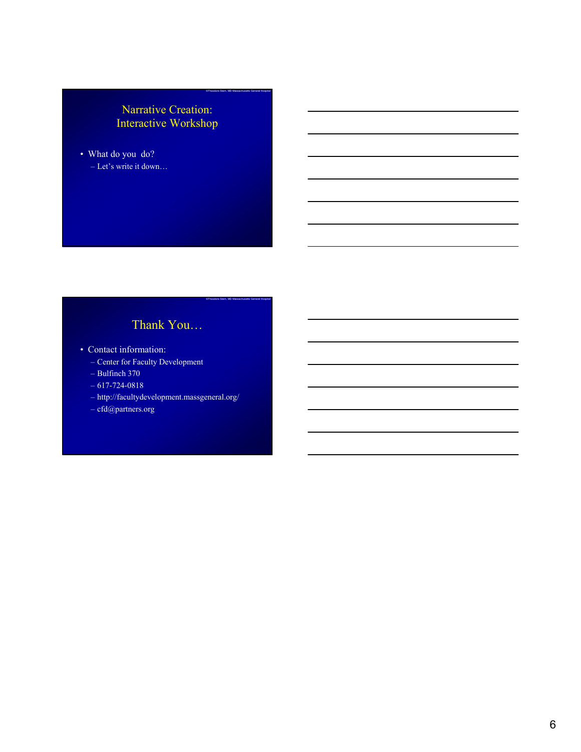## Narrative Creation: Interactive Workshop

- What do you do?
  - Let's write it down…

## Thank You…

- Contact information:
  - Center for Faculty Development
  - Bulfinch 370
  - 617-724-0818
  - http://facultydevelopment.massgeneral.org/
  - cfd@partners.org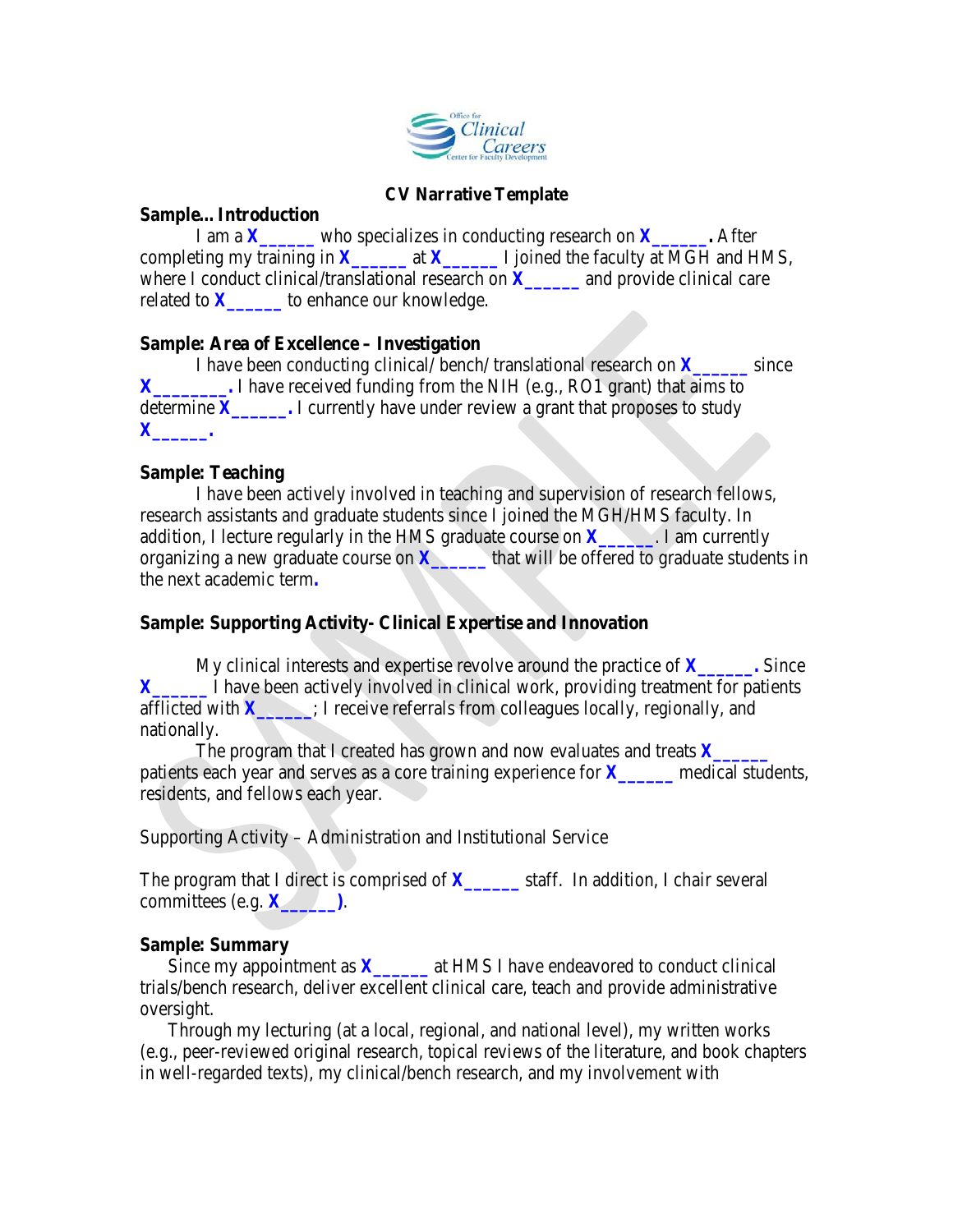Office for Clinical Careers
Center for Faculty Development

**CV Narrative Template**

**Sample... Introduction**

I am a **X______** who specializes in conducting research on **X______.** After completing my training in **X______** at **X______** I joined the faculty at MGH and HMS, where I conduct clinical/translational research on **X______** and provide clinical care related to **X______** to enhance our knowledge.

**Sample: Area of Excellence – Investigation**

I have been conducting clinical/ bench/ translational research on **X______** since **X________.** I have received funding from the NIH (e.g., RO1 grant) that aims to determine **X______.** I currently have under review a grant that proposes to study **X______.**

**Sample: Teaching**

I have been actively involved in teaching and supervision of research fellows, research assistants and graduate students since I joined the MGH/HMS faculty. In addition, I lecture regularly in the HMS graduate course on **X______**. I am currently organizing a new graduate course on **X______** that will be offered to graduate students in the next academic term**.**

**Sample: Supporting Activity- Clinical Expertise and Innovation**

My clinical interests and expertise revolve around the practice of **X______.** Since **X______** I have been actively involved in clinical work, providing treatment for patients afflicted with **X______**; I receive referrals from colleagues locally, regionally, and nationally.

The program that I created has grown and now evaluates and treats **X______** patients each year and serves as a core training experience for **X______** medical students, residents, and fellows each year.

Supporting Activity – Administration and Institutional Service

The program that I direct is comprised of **X______** staff. In addition, I chair several committees (e.g. **X______)**.

**Sample: Summary**

Since my appointment as **X______** at HMS I have endeavored to conduct clinical trials/bench research, deliver excellent clinical care, teach and provide administrative oversight.

Through my lecturing (at a local, regional, and national level), my written works (e.g., peer-reviewed original research, topical reviews of the literature, and book chapters in well-regarded texts), my clinical/bench research, and my involvement with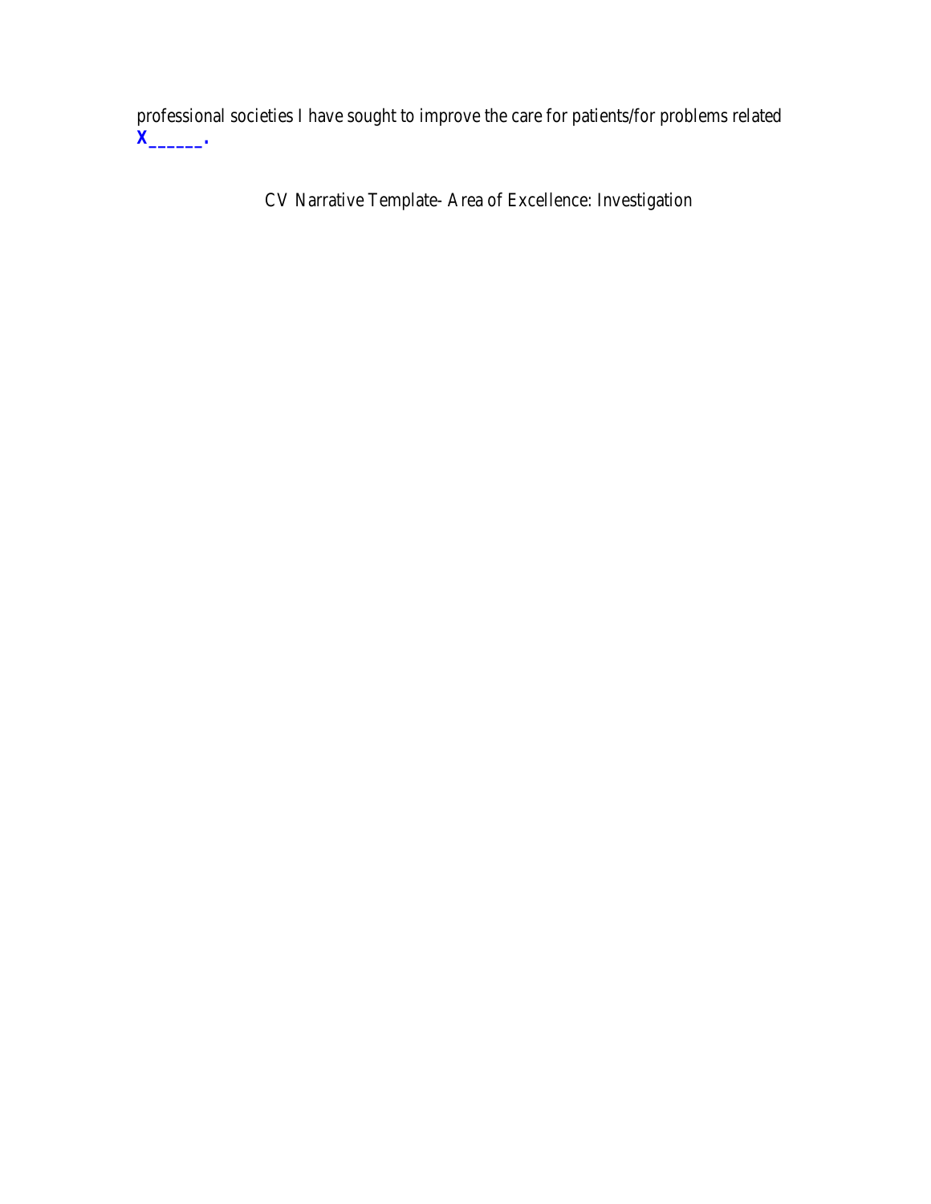professional societies I have sought to improve the care for patients/for problems related **X______.**

CV Narrative Template- Area of Excellence: Investigation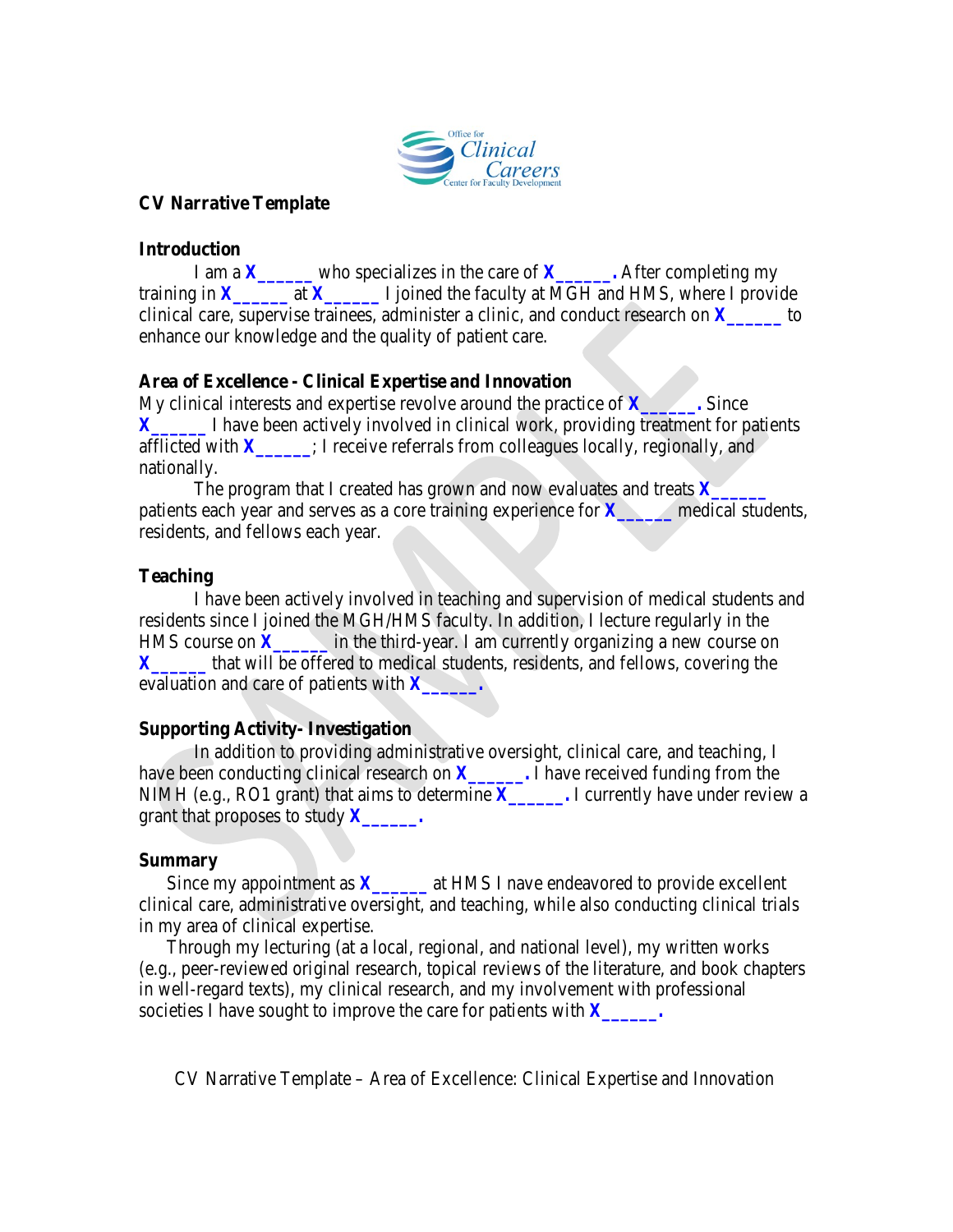Office for Clinical Careers
Center for Faculty Development

**CV Narrative Template**

**Introduction**

I am a **X______** who specializes in the care of **X______.** After completing my training in **X______** at **X______** I joined the faculty at MGH and HMS, where I provide clinical care, supervise trainees, administer a clinic, and conduct research on **X______** to enhance our knowledge and the quality of patient care.

**Area of Excellence - Clinical Expertise and Innovation**

My clinical interests and expertise revolve around the practice of **X______.** Since **X______** I have been actively involved in clinical work, providing treatment for patients afflicted with **X______**; I receive referrals from colleagues locally, regionally, and nationally.

The program that I created has grown and now evaluates and treats **X______** patients each year and serves as a core training experience for **X______** medical students, residents, and fellows each year.

**Teaching**

I have been actively involved in teaching and supervision of medical students and residents since I joined the MGH/HMS faculty. In addition, I lecture regularly in the HMS course on **X______** in the third-year. I am currently organizing a new course on **X______** that will be offered to medical students, residents, and fellows, covering the evaluation and care of patients with **X______.**

**Supporting Activity- Investigation**

In addition to providing administrative oversight, clinical care, and teaching, I have been conducting clinical research on **X______.** I have received funding from the NIMH (e.g., RO1 grant) that aims to determine **X______.** I currently have under review a grant that proposes to study **X______.**

**Summary**

Since my appointment as **X______** at HMS I nave endeavored to provide excellent clinical care, administrative oversight, and teaching, while also conducting clinical trials in my area of clinical expertise.

Through my lecturing (at a local, regional, and national level), my written works (e.g., peer-reviewed original research, topical reviews of the literature, and book chapters in well-regard texts), my clinical research, and my involvement with professional societies I have sought to improve the care for patients with **X______.**

CV Narrative Template – Area of Excellence: Clinical Expertise and Innovation